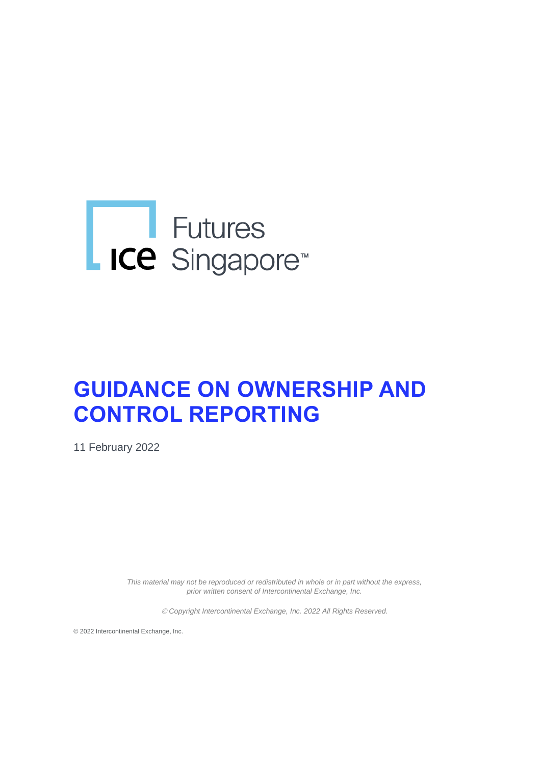ICE Futures Singapore™

# GUIDANCE ON OWNERSHIP AND CONTROL REPORTING

11 February 2022

*This material may not be reproduced or redistributed in whole or in part without the express, prior written consent of Intercontinental Exchange, Inc.*

*© Copyright Intercontinental Exchange, Inc. 2022 All Rights Reserved.*

© 2022 Intercontinental Exchange, Inc.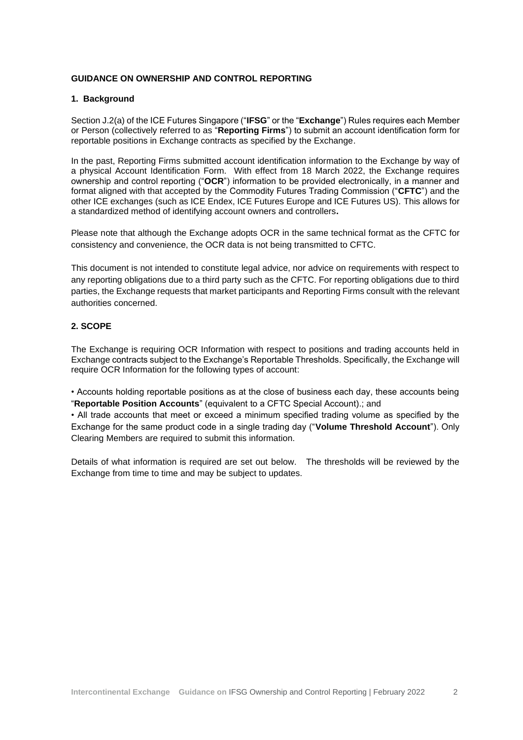**GUIDANCE ON OWNERSHIP AND CONTROL REPORTING**

## 1. Background

Section J.2(a) of the ICE Futures Singapore ("**IFSG**" or the "**Exchange**") Rules requires each Member or Person (collectively referred to as "**Reporting Firms**") to submit an account identification form for reportable positions in Exchange contracts as specified by the Exchange.

In the past, Reporting Firms submitted account identification information to the Exchange by way of a physical Account Identification Form. With effect from 18 March 2022, the Exchange requires ownership and control reporting ("**OCR**") information to be provided electronically, in a manner and format aligned with that accepted by the Commodity Futures Trading Commission ("**CFTC**") and the other ICE exchanges (such as ICE Endex, ICE Futures Europe and ICE Futures US). This allows for a standardized method of identifying account owners and controllers**.**

Please note that although the Exchange adopts OCR in the same technical format as the CFTC for consistency and convenience, the OCR data is not being transmitted to CFTC.

This document is not intended to constitute legal advice, nor advice on requirements with respect to any reporting obligations due to a third party such as the CFTC. For reporting obligations due to third parties, the Exchange requests that market participants and Reporting Firms consult with the relevant authorities concerned.

## 2. SCOPE

The Exchange is requiring OCR Information with respect to positions and trading accounts held in Exchange contracts subject to the Exchange's Reportable Thresholds. Specifically, the Exchange will require OCR Information for the following types of account:

• Accounts holding reportable positions as at the close of business each day, these accounts being "**Reportable Position Accounts**" (equivalent to a CFTC Special Account).; and

• All trade accounts that meet or exceed a minimum specified trading volume as specified by the Exchange for the same product code in a single trading day ("**Volume Threshold Account**"). Only Clearing Members are required to submit this information.

Details of what information is required are set out below. The thresholds will be reviewed by the Exchange from time to time and may be subject to updates.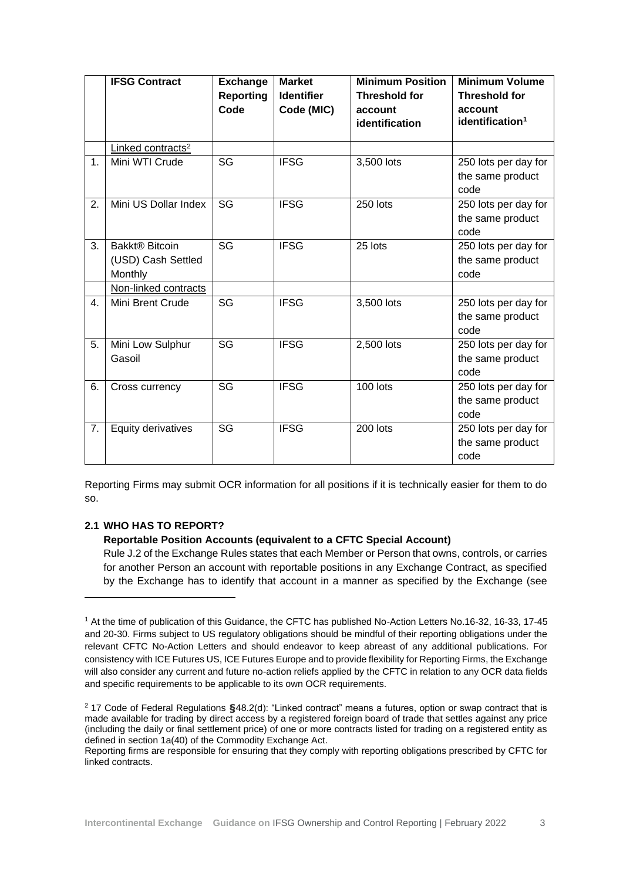| | IFSG Contract | Exchange Reporting Code | Market Identifier Code (MIC) | Minimum Position Threshold for account identification | Minimum Volume Threshold for account identification[1] |
|---|---|---|---|---|---|
| | Linked contracts[2] | | | | |
| 1. | Mini WTI Crude | SG | IFSG | 3,500 lots | 250 lots per day for the same product code |
| 2. | Mini US Dollar Index | SG | IFSG | 250 lots | 250 lots per day for the same product code |
| 3. | Bakkt® Bitcoin (USD) Cash Settled Monthly | SG | IFSG | 25 lots | 250 lots per day for the same product code |
| | Non-linked contracts | | | | |
| 4. | Mini Brent Crude | SG | IFSG | 3,500 lots | 250 lots per day for the same product code |
| 5. | Mini Low Sulphur Gasoil | SG | IFSG | 2,500 lots | 250 lots per day for the same product code |
| 6. | Cross currency | SG | IFSG | 100 lots | 250 lots per day for the same product code |
| 7. | Equity derivatives | SG | IFSG | 200 lots | 250 lots per day for the same product code |

Reporting Firms may submit OCR information for all positions if it is technically easier for them to do so.

### 2.1 WHO HAS TO REPORT?

**Reportable Position Accounts (equivalent to a CFTC Special Account)**

Rule J.2 of the Exchange Rules states that each Member or Person that owns, controls, or carries for another Person an account with reportable positions in any Exchange Contract, as specified by the Exchange has to identify that account in a manner as specified by the Exchange (see

---

[1] At the time of publication of this Guidance, the CFTC has published No-Action Letters No.16-32, 16-33, 17-45 and 20-30. Firms subject to US regulatory obligations should be mindful of their reporting obligations under the relevant CFTC No-Action Letters and should endeavor to keep abreast of any additional publications. For consistency with ICE Futures US, ICE Futures Europe and to provide flexibility for Reporting Firms, the Exchange will also consider any current and future no-action reliefs applied by the CFTC in relation to any OCR data fields and specific requirements to be applicable to its own OCR requirements.

[2] 17 Code of Federal Regulations §48.2(d): "Linked contract" means a futures, option or swap contract that is made available for trading by direct access by a registered foreign board of trade that settles against any price (including the daily or final settlement price) of one or more contracts listed for trading on a registered entity as defined in section 1a(40) of the Commodity Exchange Act.

Reporting firms are responsible for ensuring that they comply with reporting obligations prescribed by CFTC for linked contracts.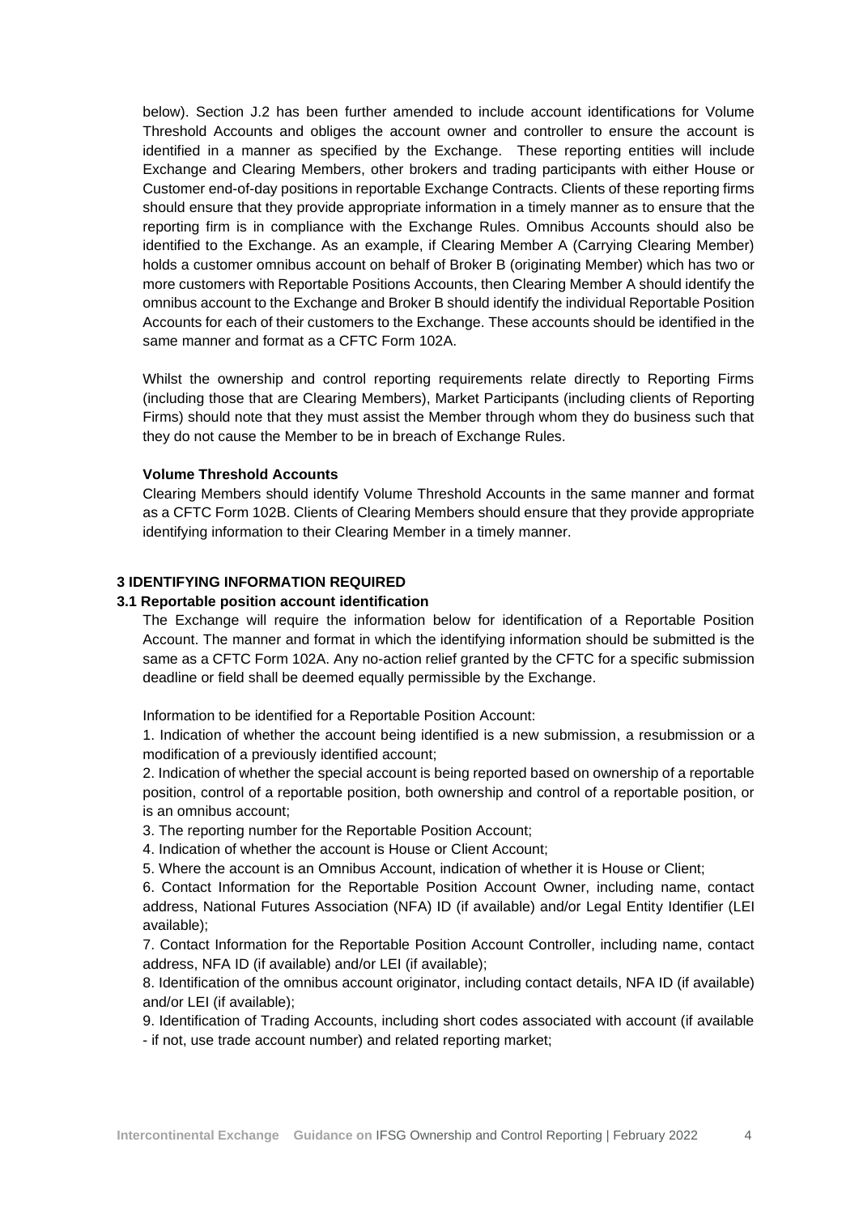below). Section J.2 has been further amended to include account identifications for Volume Threshold Accounts and obliges the account owner and controller to ensure the account is identified in a manner as specified by the Exchange. These reporting entities will include Exchange and Clearing Members, other brokers and trading participants with either House or Customer end-of-day positions in reportable Exchange Contracts. Clients of these reporting firms should ensure that they provide appropriate information in a timely manner as to ensure that the reporting firm is in compliance with the Exchange Rules. Omnibus Accounts should also be identified to the Exchange. As an example, if Clearing Member A (Carrying Clearing Member) holds a customer omnibus account on behalf of Broker B (originating Member) which has two or more customers with Reportable Positions Accounts, then Clearing Member A should identify the omnibus account to the Exchange and Broker B should identify the individual Reportable Position Accounts for each of their customers to the Exchange. These accounts should be identified in the same manner and format as a CFTC Form 102A.

Whilst the ownership and control reporting requirements relate directly to Reporting Firms (including those that are Clearing Members), Market Participants (including clients of Reporting Firms) should note that they must assist the Member through whom they do business such that they do not cause the Member to be in breach of Exchange Rules.

**Volume Threshold Accounts**

Clearing Members should identify Volume Threshold Accounts in the same manner and format as a CFTC Form 102B. Clients of Clearing Members should ensure that they provide appropriate identifying information to their Clearing Member in a timely manner.

## 3 IDENTIFYING INFORMATION REQUIRED

### 3.1 Reportable position account identification

The Exchange will require the information below for identification of a Reportable Position Account. The manner and format in which the identifying information should be submitted is the same as a CFTC Form 102A. Any no-action relief granted by the CFTC for a specific submission deadline or field shall be deemed equally permissible by the Exchange.

Information to be identified for a Reportable Position Account:

1. Indication of whether the account being identified is a new submission, a resubmission or a modification of a previously identified account;
2. Indication of whether the special account is being reported based on ownership of a reportable position, control of a reportable position, both ownership and control of a reportable position, or is an omnibus account;
3. The reporting number for the Reportable Position Account;
4. Indication of whether the account is House or Client Account;
5. Where the account is an Omnibus Account, indication of whether it is House or Client;
6. Contact Information for the Reportable Position Account Owner, including name, contact address, National Futures Association (NFA) ID (if available) and/or Legal Entity Identifier (LEI available);
7. Contact Information for the Reportable Position Account Controller, including name, contact address, NFA ID (if available) and/or LEI (if available);
8. Identification of the omnibus account originator, including contact details, NFA ID (if available) and/or LEI (if available);
9. Identification of Trading Accounts, including short codes associated with account (if available - if not, use trade account number) and related reporting market;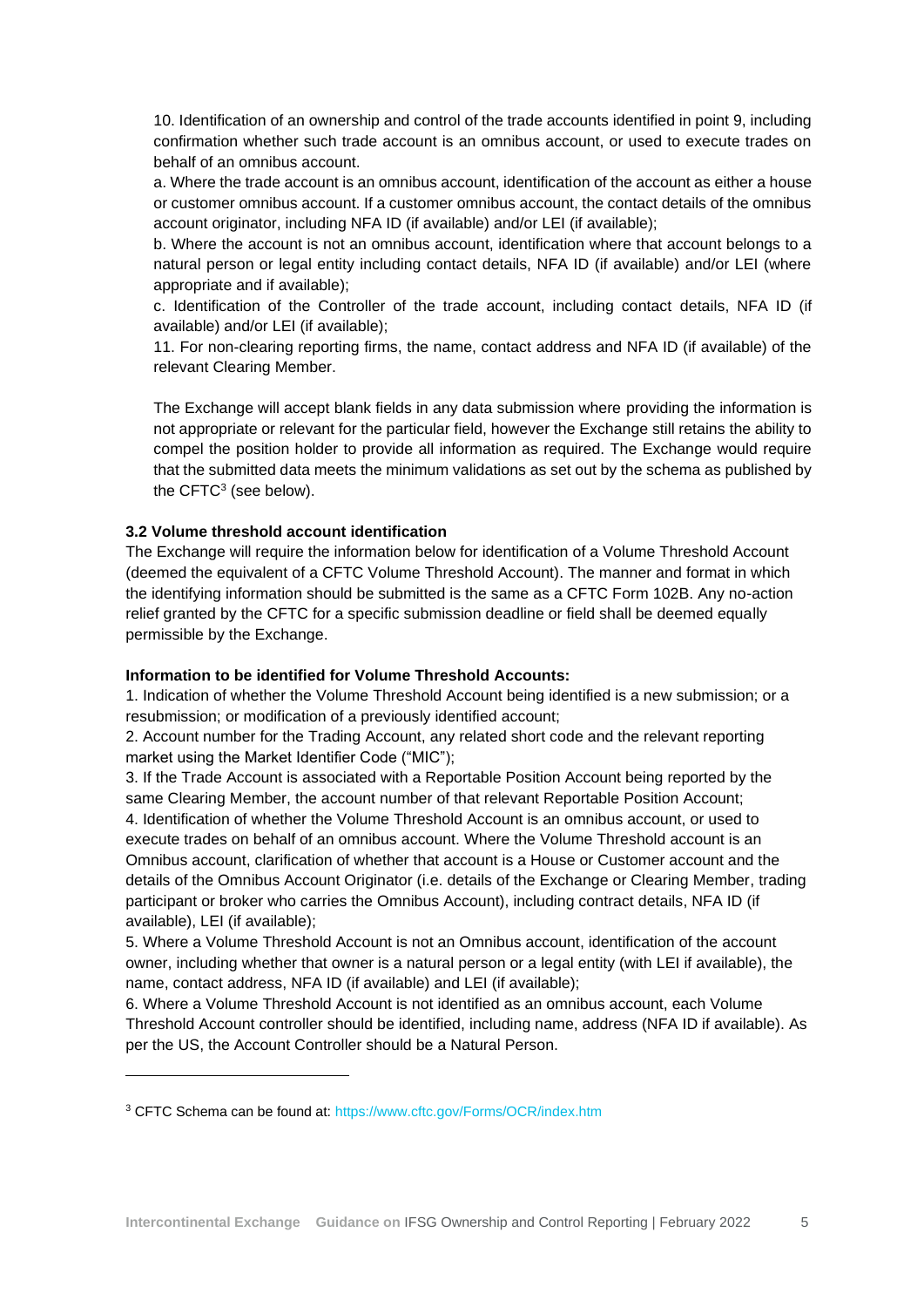10. Identification of an ownership and control of the trade accounts identified in point 9, including confirmation whether such trade account is an omnibus account, or used to execute trades on behalf of an omnibus account.

a. Where the trade account is an omnibus account, identification of the account as either a house or customer omnibus account. If a customer omnibus account, the contact details of the omnibus account originator, including NFA ID (if available) and/or LEI (if available);

b. Where the account is not an omnibus account, identification where that account belongs to a natural person or legal entity including contact details, NFA ID (if available) and/or LEI (where appropriate and if available);

c. Identification of the Controller of the trade account, including contact details, NFA ID (if available) and/or LEI (if available);

11. For non-clearing reporting firms, the name, contact address and NFA ID (if available) of the relevant Clearing Member.

The Exchange will accept blank fields in any data submission where providing the information is not appropriate or relevant for the particular field, however the Exchange still retains the ability to compel the position holder to provide all information as required. The Exchange would require that the submitted data meets the minimum validations as set out by the schema as published by the CFTC[3] (see below).

### 3.2 Volume threshold account identification

The Exchange will require the information below for identification of a Volume Threshold Account (deemed the equivalent of a CFTC Volume Threshold Account). The manner and format in which the identifying information should be submitted is the same as a CFTC Form 102B. Any no-action relief granted by the CFTC for a specific submission deadline or field shall be deemed equally permissible by the Exchange.

**Information to be identified for Volume Threshold Accounts:**

1. Indication of whether the Volume Threshold Account being identified is a new submission; or a resubmission; or modification of a previously identified account;
2. Account number for the Trading Account, any related short code and the relevant reporting market using the Market Identifier Code ("MIC");
3. If the Trade Account is associated with a Reportable Position Account being reported by the same Clearing Member, the account number of that relevant Reportable Position Account;
4. Identification of whether the Volume Threshold Account is an omnibus account, or used to execute trades on behalf of an omnibus account. Where the Volume Threshold account is an Omnibus account, clarification of whether that account is a House or Customer account and the details of the Omnibus Account Originator (i.e. details of the Exchange or Clearing Member, trading participant or broker who carries the Omnibus Account), including contract details, NFA ID (if available), LEI (if available);
5. Where a Volume Threshold Account is not an Omnibus account, identification of the account owner, including whether that owner is a natural person or a legal entity (with LEI if available), the name, contact address, NFA ID (if available) and LEI (if available);
6. Where a Volume Threshold Account is not identified as an omnibus account, each Volume Threshold Account controller should be identified, including name, address (NFA ID if available). As per the US, the Account Controller should be a Natural Person.

---

[3] CFTC Schema can be found at: https://www.cftc.gov/Forms/OCR/index.htm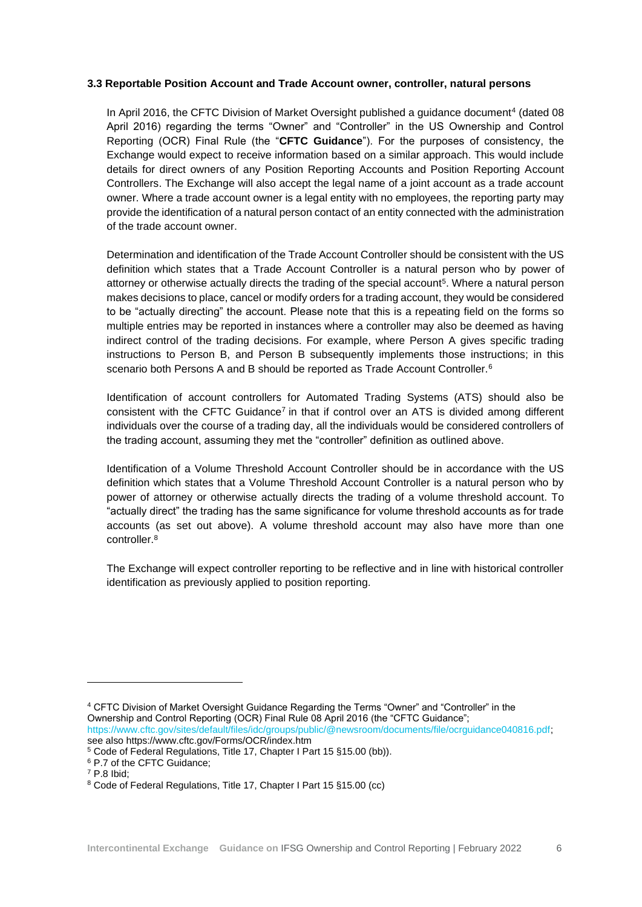### 3.3 Reportable Position Account and Trade Account owner, controller, natural persons

In April 2016, the CFTC Division of Market Oversight published a guidance document[4] (dated 08 April 2016) regarding the terms "Owner" and "Controller" in the US Ownership and Control Reporting (OCR) Final Rule (the "**CFTC Guidance**"). For the purposes of consistency, the Exchange would expect to receive information based on a similar approach. This would include details for direct owners of any Position Reporting Accounts and Position Reporting Account Controllers. The Exchange will also accept the legal name of a joint account as a trade account owner. Where a trade account owner is a legal entity with no employees, the reporting party may provide the identification of a natural person contact of an entity connected with the administration of the trade account owner.

Determination and identification of the Trade Account Controller should be consistent with the US definition which states that a Trade Account Controller is a natural person who by power of attorney or otherwise actually directs the trading of the special account[5]. Where a natural person makes decisions to place, cancel or modify orders for a trading account, they would be considered to be "actually directing" the account. Please note that this is a repeating field on the forms so multiple entries may be reported in instances where a controller may also be deemed as having indirect control of the trading decisions. For example, where Person A gives specific trading instructions to Person B, and Person B subsequently implements those instructions; in this scenario both Persons A and B should be reported as Trade Account Controller.[6]

Identification of account controllers for Automated Trading Systems (ATS) should also be consistent with the CFTC Guidance[7] in that if control over an ATS is divided among different individuals over the course of a trading day, all the individuals would be considered controllers of the trading account, assuming they met the "controller" definition as outlined above.

Identification of a Volume Threshold Account Controller should be in accordance with the US definition which states that a Volume Threshold Account Controller is a natural person who by power of attorney or otherwise actually directs the trading of a volume threshold account. To "actually direct" the trading has the same significance for volume threshold accounts as for trade accounts (as set out above). A volume threshold account may also have more than one controller.[8]

The Exchange will expect controller reporting to be reflective and in line with historical controller identification as previously applied to position reporting.

---

[4] CFTC Division of Market Oversight Guidance Regarding the Terms "Owner" and "Controller" in the Ownership and Control Reporting (OCR) Final Rule 08 April 2016 (the "CFTC Guidance"; https://www.cftc.gov/sites/default/files/idc/groups/public/@newsroom/documents/file/ocrguidance040816.pdf; see also https://www.cftc.gov/Forms/OCR/index.htm

[5] Code of Federal Regulations, Title 17, Chapter I Part 15 §15.00 (bb)).

[6] P.7 of the CFTC Guidance;

[7] P.8 Ibid;

[8] Code of Federal Regulations, Title 17, Chapter I Part 15 §15.00 (cc)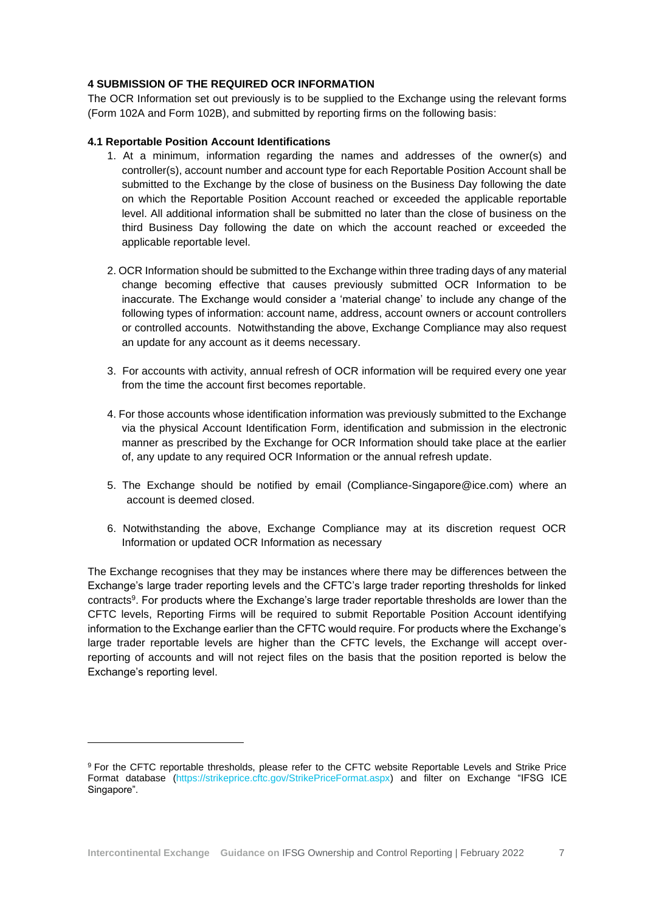#### 4 SUBMISSION OF THE REQUIRED OCR INFORMATION

The OCR Information set out previously is to be supplied to the Exchange using the relevant forms (Form 102A and Form 102B), and submitted by reporting firms on the following basis:

##### 4.1 Reportable Position Account Identifications

1. At a minimum, information regarding the names and addresses of the owner(s) and controller(s), account number and account type for each Reportable Position Account shall be submitted to the Exchange by the close of business on the Business Day following the date on which the Reportable Position Account reached or exceeded the applicable reportable level. All additional information shall be submitted no later than the close of business on the third Business Day following the date on which the account reached or exceeded the applicable reportable level.

2. OCR Information should be submitted to the Exchange within three trading days of any material change becoming effective that causes previously submitted OCR Information to be inaccurate. The Exchange would consider a 'material change' to include any change of the following types of information: account name, address, account owners or account controllers or controlled accounts. Notwithstanding the above, Exchange Compliance may also request an update for any account as it deems necessary.

3. For accounts with activity, annual refresh of OCR information will be required every one year from the time the account first becomes reportable.

4. For those accounts whose identification information was previously submitted to the Exchange via the physical Account Identification Form, identification and submission in the electronic manner as prescribed by the Exchange for OCR Information should take place at the earlier of, any update to any required OCR Information or the annual refresh update.

5. The Exchange should be notified by email (Compliance-Singapore@ice.com) where an account is deemed closed.

6. Notwithstanding the above, Exchange Compliance may at its discretion request OCR Information or updated OCR Information as necessary

The Exchange recognises that they may be instances where there may be differences between the Exchange's large trader reporting levels and the CFTC's large trader reporting thresholds for linked contracts[9]. For products where the Exchange's large trader reportable thresholds are lower than the CFTC levels, Reporting Firms will be required to submit Reportable Position Account identifying information to the Exchange earlier than the CFTC would require. For products where the Exchange's large trader reportable levels are higher than the CFTC levels, the Exchange will accept over-reporting of accounts and will not reject files on the basis that the position reported is below the Exchange's reporting level.

---

[9] For the CFTC reportable thresholds, please refer to the CFTC website Reportable Levels and Strike Price Format database (https://strikeprice.cftc.gov/StrikePriceFormat.aspx) and filter on Exchange "IFSG ICE Singapore".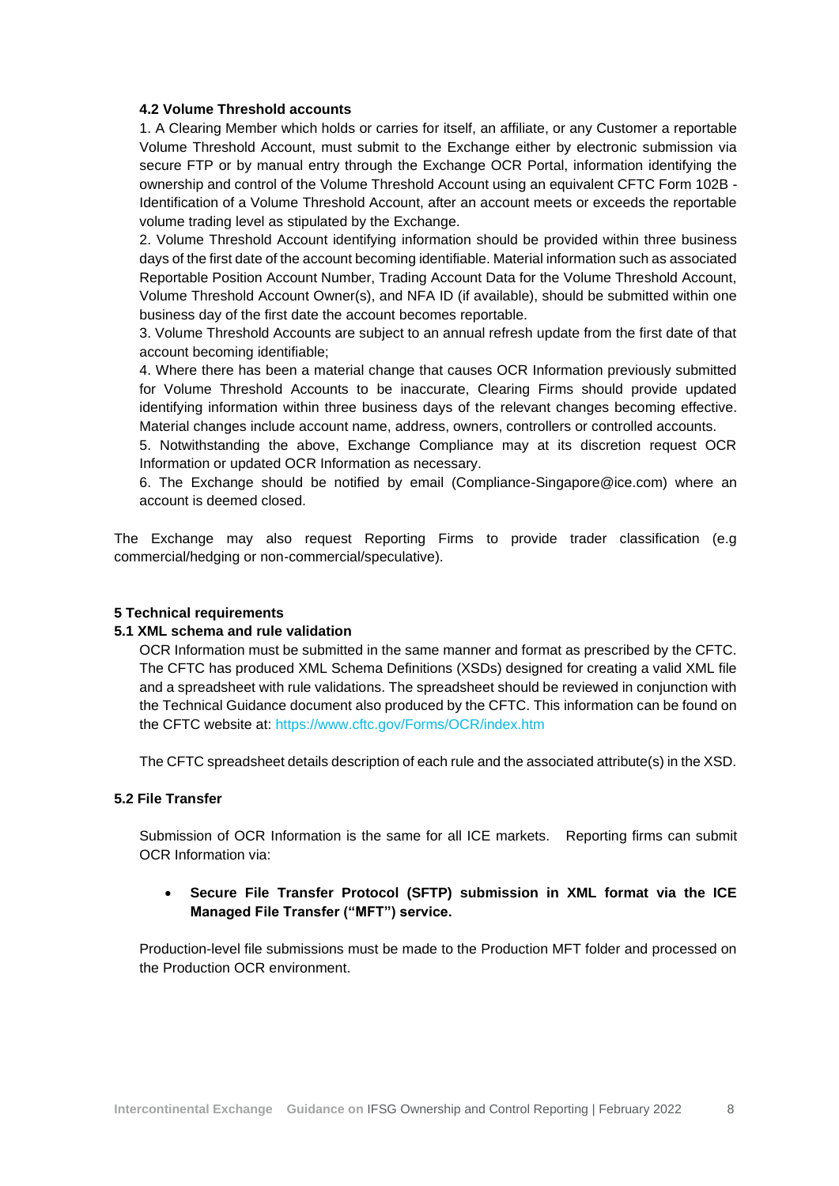### 4.2 Volume Threshold accounts

1. A Clearing Member which holds or carries for itself, an affiliate, or any Customer a reportable Volume Threshold Account, must submit to the Exchange either by electronic submission via secure FTP or by manual entry through the Exchange OCR Portal, information identifying the ownership and control of the Volume Threshold Account using an equivalent CFTC Form 102B - Identification of a Volume Threshold Account, after an account meets or exceeds the reportable volume trading level as stipulated by the Exchange.
2. Volume Threshold Account identifying information should be provided within three business days of the first date of the account becoming identifiable. Material information such as associated Reportable Position Account Number, Trading Account Data for the Volume Threshold Account, Volume Threshold Account Owner(s), and NFA ID (if available), should be submitted within one business day of the first date the account becomes reportable.
3. Volume Threshold Accounts are subject to an annual refresh update from the first date of that account becoming identifiable;
4. Where there has been a material change that causes OCR Information previously submitted for Volume Threshold Accounts to be inaccurate, Clearing Firms should provide updated identifying information within three business days of the relevant changes becoming effective. Material changes include account name, address, owners, controllers or controlled accounts.
5. Notwithstanding the above, Exchange Compliance may at its discretion request OCR Information or updated OCR Information as necessary.
6. The Exchange should be notified by email (Compliance-Singapore@ice.com) where an account is deemed closed.

The Exchange may also request Reporting Firms to provide trader classification (e.g commercial/hedging or non-commercial/speculative).

## 5 Technical requirements

### 5.1 XML schema and rule validation

OCR Information must be submitted in the same manner and format as prescribed by the CFTC. The CFTC has produced XML Schema Definitions (XSDs) designed for creating a valid XML file and a spreadsheet with rule validations. The spreadsheet should be reviewed in conjunction with the Technical Guidance document also produced by the CFTC. This information can be found on the CFTC website at: https://www.cftc.gov/Forms/OCR/index.htm

The CFTC spreadsheet details description of each rule and the associated attribute(s) in the XSD.

### 5.2 File Transfer

Submission of OCR Information is the same for all ICE markets. Reporting firms can submit OCR Information via:

- **Secure File Transfer Protocol (SFTP) submission in XML format via the ICE Managed File Transfer ("MFT") service.**

Production-level file submissions must be made to the Production MFT folder and processed on the Production OCR environment.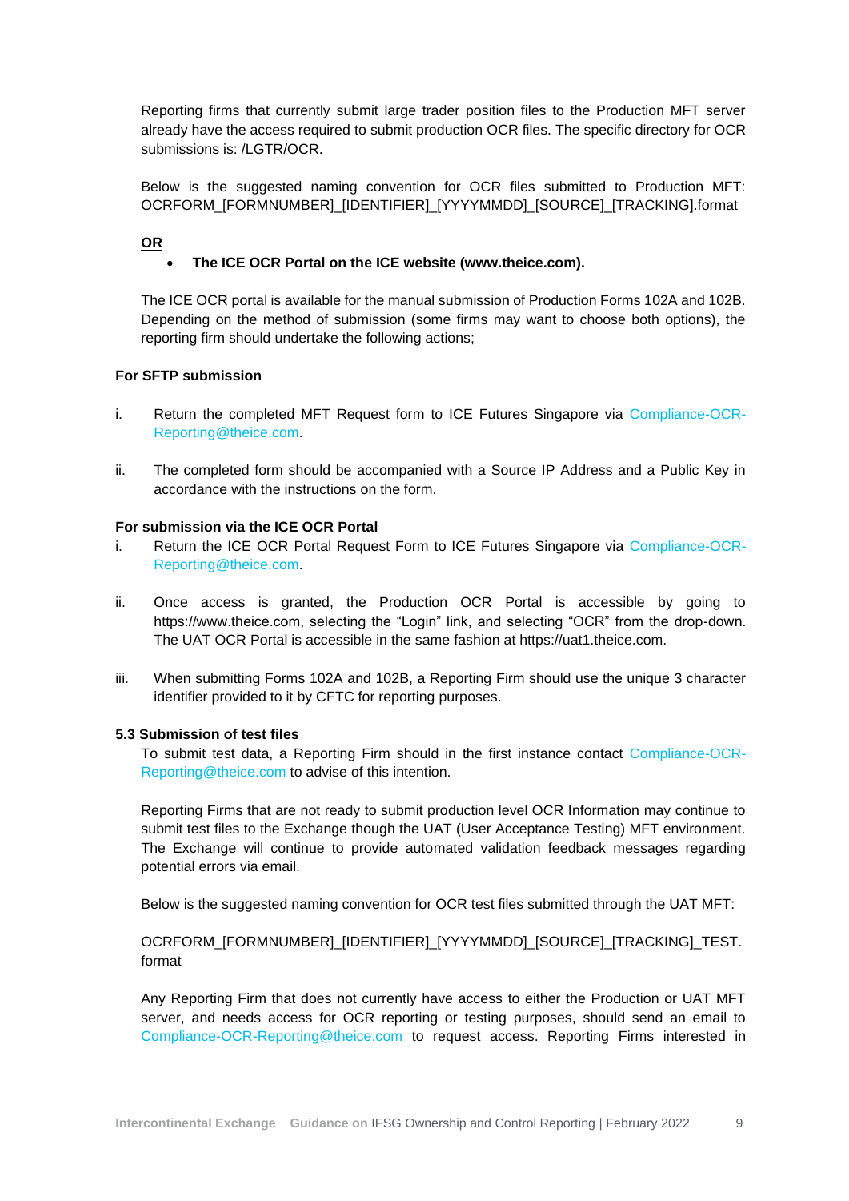Reporting firms that currently submit large trader position files to the Production MFT server already have the access required to submit production OCR files. The specific directory for OCR submissions is: /LGTR/OCR.

Below is the suggested naming convention for OCR files submitted to Production MFT: OCRFORM_[FORMNUMBER]_[IDENTIFIER]_[YYYYMMDD]_[SOURCE]_[TRACKING].format

**OR**

- **The ICE OCR Portal on the ICE website (www.theice.com).**

The ICE OCR portal is available for the manual submission of Production Forms 102A and 102B. Depending on the method of submission (some firms may want to choose both options), the reporting firm should undertake the following actions;

**For SFTP submission**

i. Return the completed MFT Request form to ICE Futures Singapore via Compliance-OCR-Reporting@theice.com.

ii. The completed form should be accompanied with a Source IP Address and a Public Key in accordance with the instructions on the form.

**For submission via the ICE OCR Portal**

i. Return the ICE OCR Portal Request Form to ICE Futures Singapore via Compliance-OCR-Reporting@theice.com.

ii. Once access is granted, the Production OCR Portal is accessible by going to https://www.theice.com, selecting the "Login" link, and selecting "OCR" from the drop-down. The UAT OCR Portal is accessible in the same fashion at https://uat1.theice.com.

iii. When submitting Forms 102A and 102B, a Reporting Firm should use the unique 3 character identifier provided to it by CFTC for reporting purposes.

### 5.3 Submission of test files

To submit test data, a Reporting Firm should in the first instance contact Compliance-OCR-Reporting@theice.com to advise of this intention.

Reporting Firms that are not ready to submit production level OCR Information may continue to submit test files to the Exchange though the UAT (User Acceptance Testing) MFT environment. The Exchange will continue to provide automated validation feedback messages regarding potential errors via email.

Below is the suggested naming convention for OCR test files submitted through the UAT MFT:

OCRFORM_[FORMNUMBER]_[IDENTIFIER]_[YYYYMMDD]_[SOURCE]_[TRACKING]_TEST. format

Any Reporting Firm that does not currently have access to either the Production or UAT MFT server, and needs access for OCR reporting or testing purposes, should send an email to Compliance-OCR-Reporting@theice.com to request access. Reporting Firms interested in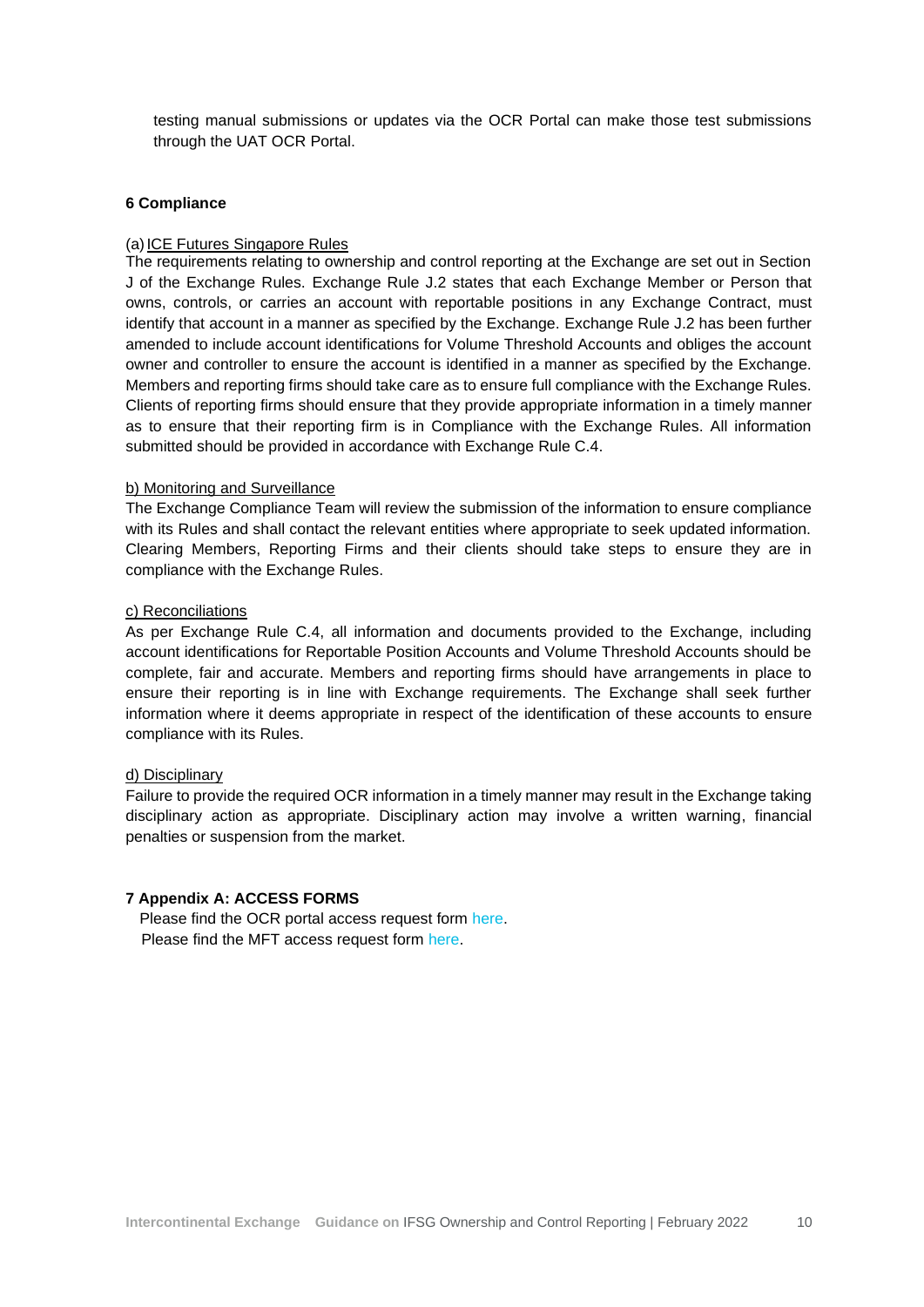testing manual submissions or updates via the OCR Portal can make those test submissions through the UAT OCR Portal.

## 6 Compliance

(a) ICE Futures Singapore Rules

The requirements relating to ownership and control reporting at the Exchange are set out in Section J of the Exchange Rules. Exchange Rule J.2 states that each Exchange Member or Person that owns, controls, or carries an account with reportable positions in any Exchange Contract, must identify that account in a manner as specified by the Exchange. Exchange Rule J.2 has been further amended to include account identifications for Volume Threshold Accounts and obliges the account owner and controller to ensure the account is identified in a manner as specified by the Exchange. Members and reporting firms should take care as to ensure full compliance with the Exchange Rules. Clients of reporting firms should ensure that they provide appropriate information in a timely manner as to ensure that their reporting firm is in Compliance with the Exchange Rules. All information submitted should be provided in accordance with Exchange Rule C.4.

b) Monitoring and Surveillance

The Exchange Compliance Team will review the submission of the information to ensure compliance with its Rules and shall contact the relevant entities where appropriate to seek updated information. Clearing Members, Reporting Firms and their clients should take steps to ensure they are in compliance with the Exchange Rules.

c) Reconciliations

As per Exchange Rule C.4, all information and documents provided to the Exchange, including account identifications for Reportable Position Accounts and Volume Threshold Accounts should be complete, fair and accurate. Members and reporting firms should have arrangements in place to ensure their reporting is in line with Exchange requirements. The Exchange shall seek further information where it deems appropriate in respect of the identification of these accounts to ensure compliance with its Rules.

d) Disciplinary

Failure to provide the required OCR information in a timely manner may result in the Exchange taking disciplinary action as appropriate. Disciplinary action may involve a written warning, financial penalties or suspension from the market.

## 7 Appendix A: ACCESS FORMS

Please find the OCR portal access request form here.

Please find the MFT access request form here.